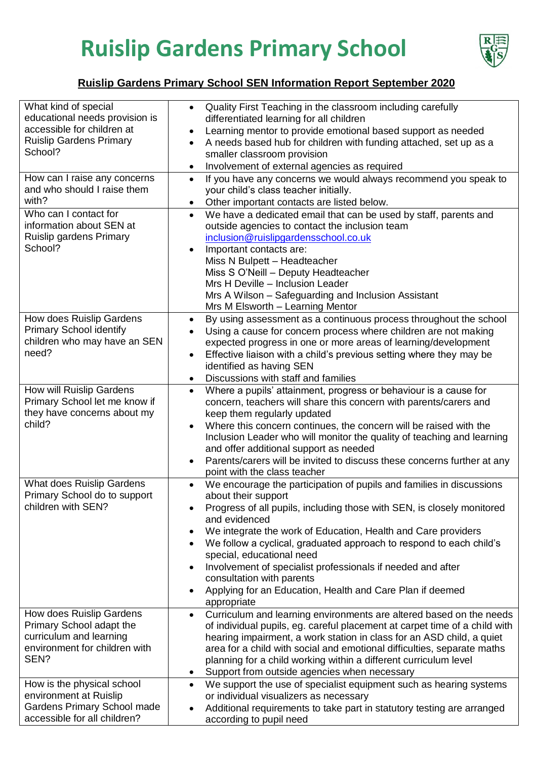# Ruislip Gardens Primary School

## Ruislip Gardens Primary School SEN Information Report September 2020

| | |
|---|---|
| What kind of special educational needs provision is accessible for children at Ruislip Gardens Primary School? | • Quality First Teaching in the classroom including carefully differentiated learning for all children<br>• Learning mentor to provide emotional based support as needed<br>• A needs based hub for children with funding attached, set up as a smaller classroom provision<br>• Involvement of external agencies as required |
| How can I raise any concerns and who should I raise them with? | • If you have any concerns we would always recommend you speak to your child's class teacher initially.<br>• Other important contacts are listed below. |
| Who can I contact for information about SEN at Ruislip gardens Primary School? | • We have a dedicated email that can be used by staff, parents and outside agencies to contact the inclusion team inclusion@ruislipgardensschool.co.uk<br>• Important contacts are:<br>Miss N Bulpett – Headteacher<br>Miss S O'Neill – Deputy Headteacher<br>Mrs H Deville – Inclusion Leader<br>Mrs A Wilson – Safeguarding and Inclusion Assistant<br>Mrs M Elsworth – Learning Mentor |
| How does Ruislip Gardens Primary School identify children who may have an SEN need? | • By using assessment as a continuous process throughout the school<br>• Using a cause for concern process where children are not making expected progress in one or more areas of learning/development<br>• Effective liaison with a child's previous setting where they may be identified as having SEN<br>• Discussions with staff and families |
| How will Ruislip Gardens Primary School let me know if they have concerns about my child? | • Where a pupils' attainment, progress or behaviour is a cause for concern, teachers will share this concern with parents/carers and keep them regularly updated<br>• Where this concern continues, the concern will be raised with the Inclusion Leader who will monitor the quality of teaching and learning and offer additional support as needed<br>• Parents/carers will be invited to discuss these concerns further at any point with the class teacher |
| What does Ruislip Gardens Primary School do to support children with SEN? | • We encourage the participation of pupils and families in discussions about their support<br>• Progress of all pupils, including those with SEN, is closely monitored and evidenced<br>• We integrate the work of Education, Health and Care providers<br>• We follow a cyclical, graduated approach to respond to each child's special, educational need<br>• Involvement of specialist professionals if needed and after consultation with parents<br>• Applying for an Education, Health and Care Plan if deemed appropriate |
| How does Ruislip Gardens Primary School adapt the curriculum and learning environment for children with SEN? | • Curriculum and learning environments are altered based on the needs of individual pupils, eg. careful placement at carpet time of a child with hearing impairment, a work station in class for an ASD child, a quiet area for a child with social and emotional difficulties, separate maths planning for a child working within a different curriculum level<br>• Support from outside agencies when necessary |
| How is the physical school environment at Ruislip Gardens Primary School made accessible for all children? | • We support the use of specialist equipment such as hearing systems or individual visualizers as necessary<br>• Additional requirements to take part in statutory testing are arranged according to pupil need |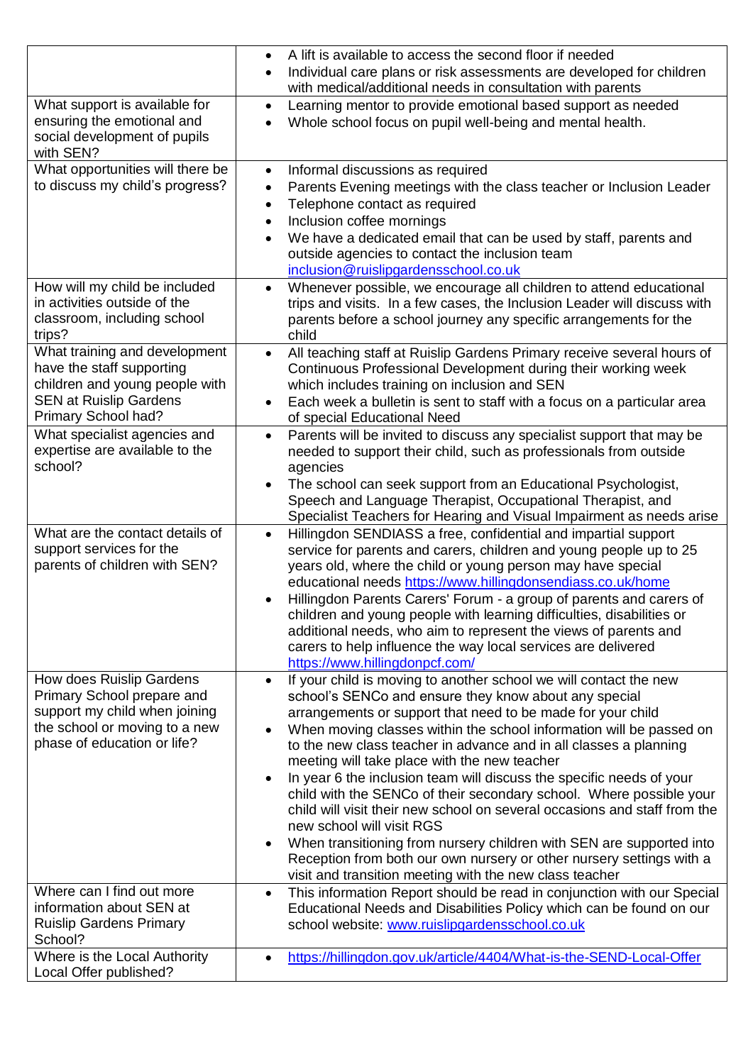| | |
|---|---|
| | • A lift is available to access the second floor if needed<br>• Individual care plans or risk assessments are developed for children with medical/additional needs in consultation with parents |
| What support is available for ensuring the emotional and social development of pupils with SEN? | • Learning mentor to provide emotional based support as needed<br>• Whole school focus on pupil well-being and mental health. |
| What opportunities will there be to discuss my child's progress? | • Informal discussions as required<br>• Parents Evening meetings with the class teacher or Inclusion Leader<br>• Telephone contact as required<br>• Inclusion coffee mornings<br>• We have a dedicated email that can be used by staff, parents and outside agencies to contact the inclusion team inclusion@ruislipgardensschool.co.uk |
| How will my child be included in activities outside of the classroom, including school trips? | • Whenever possible, we encourage all children to attend educational trips and visits. In a few cases, the Inclusion Leader will discuss with parents before a school journey any specific arrangements for the child |
| What training and development have the staff supporting children and young people with SEN at Ruislip Gardens Primary School had? | • All teaching staff at Ruislip Gardens Primary receive several hours of Continuous Professional Development during their working week which includes training on inclusion and SEN<br>• Each week a bulletin is sent to staff with a focus on a particular area of special Educational Need |
| What specialist agencies and expertise are available to the school? | • Parents will be invited to discuss any specialist support that may be needed to support their child, such as professionals from outside agencies<br>• The school can seek support from an Educational Psychologist, Speech and Language Therapist, Occupational Therapist, and Specialist Teachers for Hearing and Visual Impairment as needs arise |
| What are the contact details of support services for the parents of children with SEN? | • Hillingdon SENDIASS a free, confidential and impartial support service for parents and carers, children and young people up to 25 years old, where the child or young person may have special educational needs https://www.hillingdonsendiass.co.uk/home<br>• Hillingdon Parents Carers' Forum - a group of parents and carers of children and young people with learning difficulties, disabilities or additional needs, who aim to represent the views of parents and carers to help influence the way local services are delivered https://www.hillingdonpcf.com/ |
| How does Ruislip Gardens Primary School prepare and support my child when joining the school or moving to a new phase of education or life? | • If your child is moving to another school we will contact the new school's SENCo and ensure they know about any special arrangements or support that need to be made for your child<br>• When moving classes within the school information will be passed on to the new class teacher in advance and in all classes a planning meeting will take place with the new teacher<br>• In year 6 the inclusion team will discuss the specific needs of your child with the SENCo of their secondary school. Where possible your child will visit their new school on several occasions and staff from the new school will visit RGS<br>• When transitioning from nursery children with SEN are supported into Reception from both our own nursery or other nursery settings with a visit and transition meeting with the new class teacher |
| Where can I find out more information about SEN at Ruislip Gardens Primary School? | • This information Report should be read in conjunction with our Special Educational Needs and Disabilities Policy which can be found on our school website: www.ruislipgardensschool.co.uk |
| Where is the Local Authority Local Offer published? | • https://hillingdon.gov.uk/article/4404/What-is-the-SEND-Local-Offer |